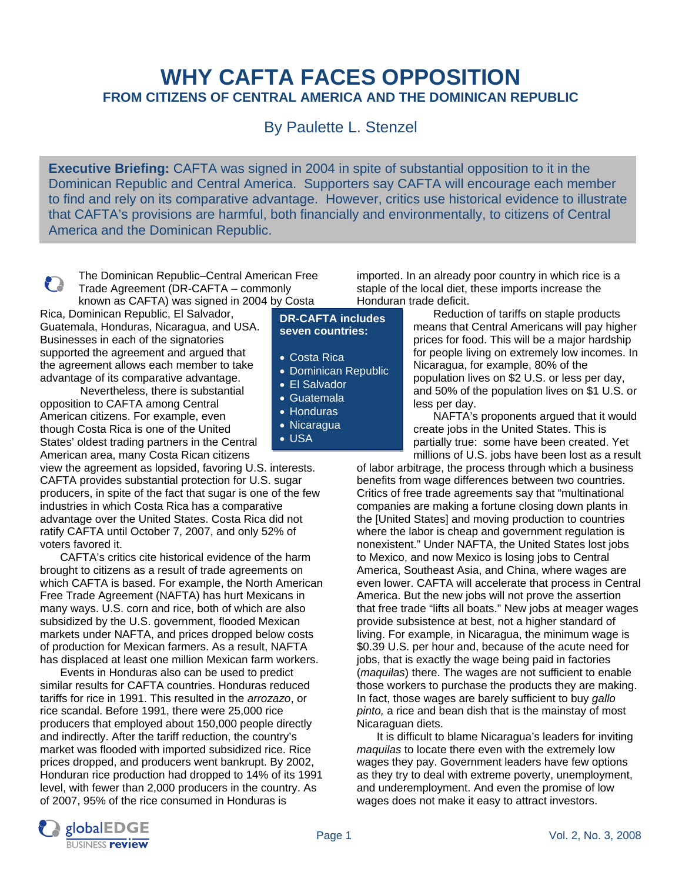# WHY CAFTA FACES OPPOSITION

## FROM CITIZENS OF CENTRAL AMERICA AND THE DOMINICAN REPUBLIC

By Paulette L. Stenzel

**Executive Briefing:** CAFTA was signed in 2004 in spite of substantial opposition to it in the Dominican Republic and Central America. Supporters say CAFTA will encourage each member to find and rely on its comparative advantage. However, critics use historical evidence to illustrate that CAFTA's provisions are harmful, both financially and environmentally, to citizens of Central America and the Dominican Republic.

The Dominican Republic–Central American Free Trade Agreement (DR-CAFTA – commonly known as CAFTA) was signed in 2004 by Costa Rica, Dominican Republic, El Salvador, Guatemala, Honduras, Nicaragua, and USA. Businesses in each of the signatories supported the agreement and argued that the agreement allows each member to take advantage of its comparative advantage.

**DR-CAFTA includes seven countries:**

- Costa Rica
- Dominican Republic
- El Salvador
- Guatemala
- Honduras
- Nicaragua
- USA

Nevertheless, there is substantial opposition to CAFTA among Central American citizens. For example, even though Costa Rica is one of the United States' oldest trading partners in the Central American area, many Costa Rican citizens view the agreement as lopsided, favoring U.S. interests. CAFTA provides substantial protection for U.S. sugar producers, in spite of the fact that sugar is one of the few industries in which Costa Rica has a comparative advantage over the United States. Costa Rica did not ratify CAFTA until October 7, 2007, and only 52% of voters favored it.

CAFTA's critics cite historical evidence of the harm brought to citizens as a result of trade agreements on which CAFTA is based. For example, the North American Free Trade Agreement (NAFTA) has hurt Mexicans in many ways. U.S. corn and rice, both of which are also subsidized by the U.S. government, flooded Mexican markets under NAFTA, and prices dropped below costs of production for Mexican farmers. As a result, NAFTA has displaced at least one million Mexican farm workers.

Events in Honduras also can be used to predict similar results for CAFTA countries. Honduras reduced tariffs for rice in 1991. This resulted in the *arrozazo*, or rice scandal. Before 1991, there were 25,000 rice producers that employed about 150,000 people directly and indirectly. After the tariff reduction, the country's market was flooded with imported subsidized rice. Rice prices dropped, and producers went bankrupt. By 2002, Honduran rice production had dropped to 14% of its 1991 level, with fewer than 2,000 producers in the country. As of 2007, 95% of the rice consumed in Honduras is imported. In an already poor country in which rice is a staple of the local diet, these imports increase the Honduran trade deficit.

Reduction of tariffs on staple products means that Central Americans will pay higher prices for food. This will be a major hardship for people living on extremely low incomes. In Nicaragua, for example, 80% of the population lives on $2 U.S. or less per day, and 50% of the population lives on $1 U.S. or less per day.

NAFTA's proponents argued that it would create jobs in the United States. This is partially true: some have been created. Yet millions of U.S. jobs have been lost as a result of labor arbitrage, the process through which a business benefits from wage differences between two countries. Critics of free trade agreements say that "multinational companies are making a fortune closing down plants in the [United States] and moving production to countries where the labor is cheap and government regulation is nonexistent." Under NAFTA, the United States lost jobs to Mexico, and now Mexico is losing jobs to Central America, Southeast Asia, and China, where wages are even lower. CAFTA will accelerate that process in Central America. But the new jobs will not prove the assertion that free trade "lifts all boats." New jobs at meager wages provide subsistence at best, not a higher standard of living. For example, in Nicaragua, the minimum wage is $0.39 U.S. per hour and, because of the acute need for jobs, that is exactly the wage being paid in factories (*maquilas*) there. The wages are not sufficient to enable those workers to purchase the products they are making. In fact, those wages are barely sufficient to buy *gallo pinto,* a rice and bean dish that is the mainstay of most Nicaraguan diets.

It is difficult to blame Nicaragua's leaders for inviting *maquilas* to locate there even with the extremely low wages they pay. Government leaders have few options as they try to deal with extreme poverty, unemployment, and underemployment. And even the promise of low wages does not make it easy to attract investors.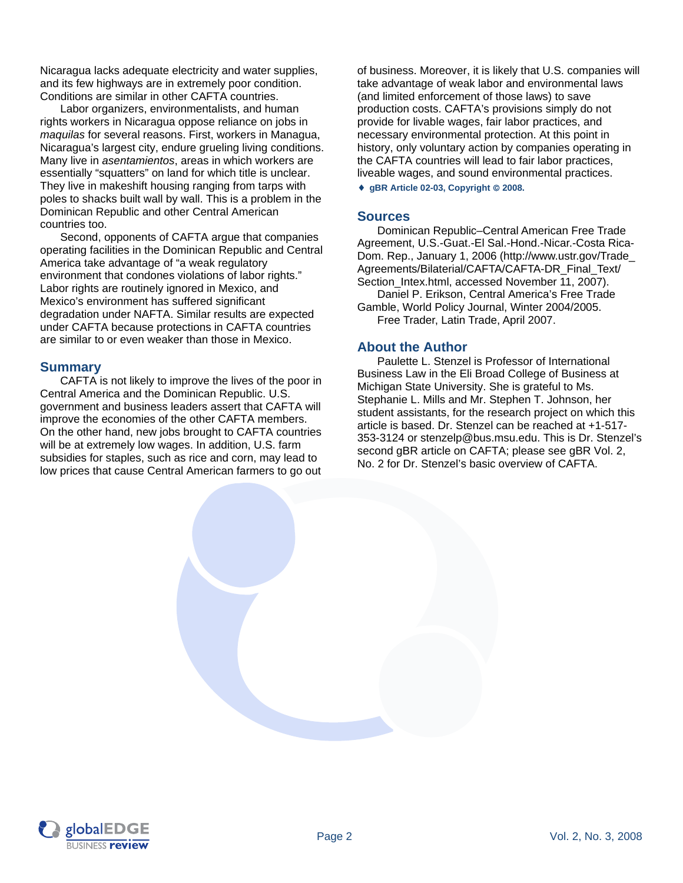Nicaragua lacks adequate electricity and water supplies, and its few highways are in extremely poor condition. Conditions are similar in other CAFTA countries.

Labor organizers, environmentalists, and human rights workers in Nicaragua oppose reliance on jobs in *maquilas* for several reasons. First, workers in Managua, Nicaragua's largest city, endure grueling living conditions. Many live in *asentamientos*, areas in which workers are essentially "squatters" on land for which title is unclear. They live in makeshift housing ranging from tarps with poles to shacks built wall by wall. This is a problem in the Dominican Republic and other Central American countries too.

Second, opponents of CAFTA argue that companies operating facilities in the Dominican Republic and Central America take advantage of "a weak regulatory environment that condones violations of labor rights." Labor rights are routinely ignored in Mexico, and Mexico's environment has suffered significant degradation under NAFTA. Similar results are expected under CAFTA because protections in CAFTA countries are similar to or even weaker than those in Mexico.

## Summary

CAFTA is not likely to improve the lives of the poor in Central America and the Dominican Republic. U.S. government and business leaders assert that CAFTA will improve the economies of the other CAFTA members. On the other hand, new jobs brought to CAFTA countries will be at extremely low wages. In addition, U.S. farm subsidies for staples, such as rice and corn, may lead to low prices that cause Central American farmers to go out of business. Moreover, it is likely that U.S. companies will take advantage of weak labor and environmental laws (and limited enforcement of those laws) to save production costs. CAFTA's provisions simply do not provide for livable wages, fair labor practices, and necessary environmental protection. At this point in history, only voluntary action by companies operating in the CAFTA countries will lead to fair labor practices, liveable wages, and sound environmental practices.

♦ **gBR Article 02-03, Copyright © 2008.**

## Sources

Dominican Republic–Central American Free Trade Agreement, U.S.-Guat.-El Sal.-Hond.-Nicar.-Costa Rica-Dom. Rep., January 1, 2006 (http://www.ustr.gov/Trade_Agreements/Bilateral/CAFTA/CAFTA-DR_Final_Text/Section_Intex.html, accessed November 11, 2007).

Daniel P. Erikson, Central America's Free Trade Gamble, World Policy Journal, Winter 2004/2005.

Free Trader, Latin Trade, April 2007.

## About the Author

Paulette L. Stenzel is Professor of International Business Law in the Eli Broad College of Business at Michigan State University. She is grateful to Ms. Stephanie L. Mills and Mr. Stephen T. Johnson, her student assistants, for the research project on which this article is based. Dr. Stenzel can be reached at +1-517-353-3124 or stenzelp@bus.msu.edu. This is Dr. Stenzel's second gBR article on CAFTA; please see gBR Vol. 2, No. 2 for Dr. Stenzel's basic overview of CAFTA.